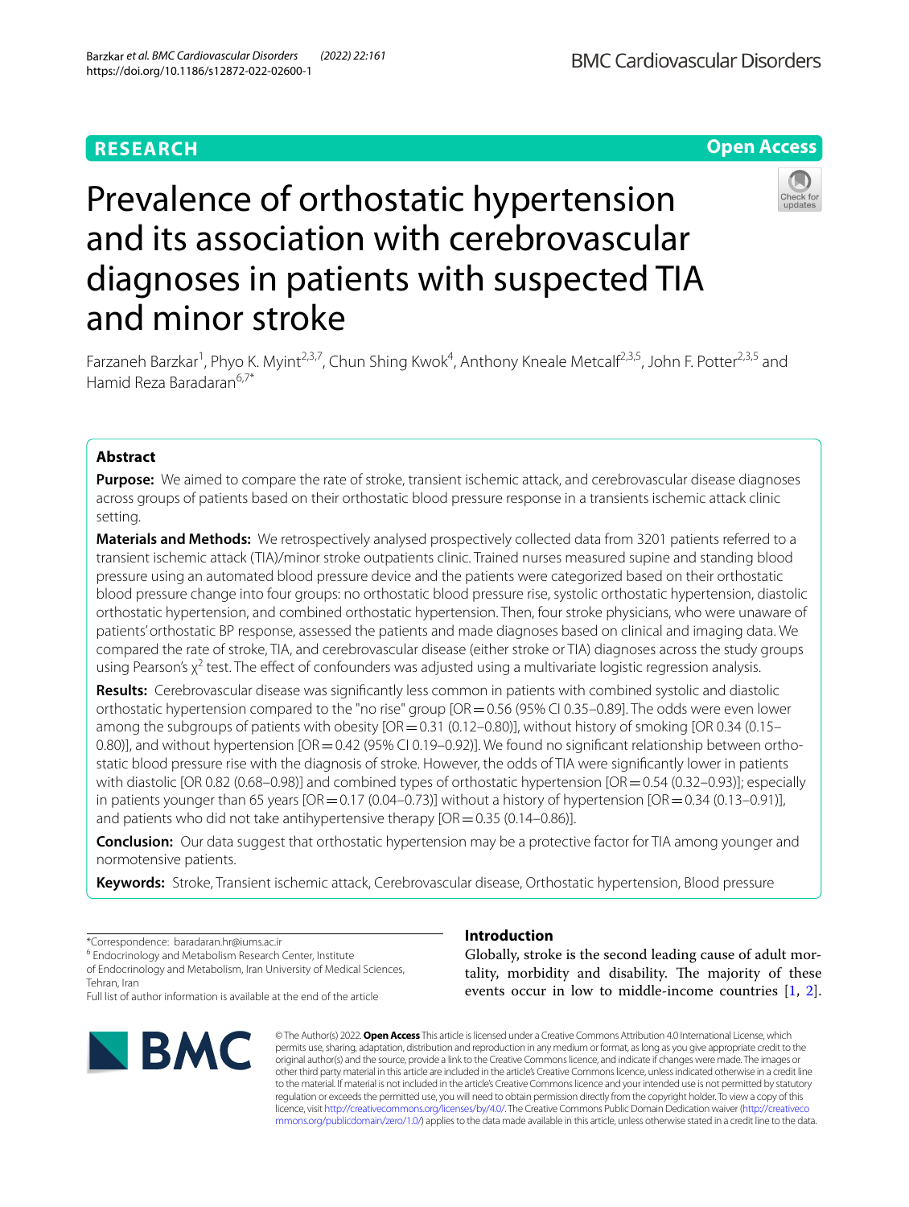# Prevalence of orthostatic hypertension and its association with cerebrovascular diagnoses in patients with suspected TIA and minor stroke

Farzaneh Barzkar[1], Phyo K. Myint[2,3,7], Chun Shing Kwok[4], Anthony Kneale Metcalf[2,3,5], John F. Potter[2,3,5] and Hamid Reza Baradaran[6,7*]

## Abstract

**Purpose:** We aimed to compare the rate of stroke, transient ischemic attack, and cerebrovascular disease diagnoses across groups of patients based on their orthostatic blood pressure response in a transients ischemic attack clinic setting.

**Materials and Methods:** We retrospectively analysed prospectively collected data from 3201 patients referred to a transient ischemic attack (TIA)/minor stroke outpatients clinic. Trained nurses measured supine and standing blood pressure using an automated blood pressure device and the patients were categorized based on their orthostatic blood pressure change into four groups: no orthostatic blood pressure rise, systolic orthostatic hypertension, diastolic orthostatic hypertension, and combined orthostatic hypertension. Then, four stroke physicians, who were unaware of patients' orthostatic BP response, assessed the patients and made diagnoses based on clinical and imaging data. We compared the rate of stroke, TIA, and cerebrovascular disease (either stroke or TIA) diagnoses across the study groups using Pearson's $\chi^2$ test. The effect of confounders was adjusted using a multivariate logistic regression analysis.

**Results:** Cerebrovascular disease was significantly less common in patients with combined systolic and diastolic orthostatic hypertension compared to the "no rise" group [OR = 0.56 (95% CI 0.35–0.89]. The odds were even lower among the subgroups of patients with obesity [OR = 0.31 (0.12–0.80)], without history of smoking [OR 0.34 (0.15–0.80)], and without hypertension [OR = 0.42 (95% CI 0.19–0.92)]. We found no significant relationship between orthostatic blood pressure rise with the diagnosis of stroke. However, the odds of TIA were significantly lower in patients with diastolic [OR 0.82 (0.68–0.98)] and combined types of orthostatic hypertension [OR = 0.54 (0.32–0.93)]; especially in patients younger than 65 years [OR = 0.17 (0.04–0.73)] without a history of hypertension [OR = 0.34 (0.13–0.91)], and patients who did not take antihypertensive therapy [OR = 0.35 (0.14–0.86)].

**Conclusion:** Our data suggest that orthostatic hypertension may be a protective factor for TIA among younger and normotensive patients.

**Keywords:** Stroke, Transient ischemic attack, Cerebrovascular disease, Orthostatic hypertension, Blood pressure

*Correspondence: baradaran.hr@iums.ac.ir
[6] Endocrinology and Metabolism Research Center, Institute of Endocrinology and Metabolism, Iran University of Medical Sciences, Tehran, Iran
Full list of author information is available at the end of the article

## Introduction

Globally, stroke is the second leading cause of adult mortality, morbidity and disability. The majority of these events occur in low to middle-income countries [1, 2].

© The Author(s) 2022. **Open Access** This article is licensed under a Creative Commons Attribution 4.0 International License, which permits use, sharing, adaptation, distribution and reproduction in any medium or format, as long as you give appropriate credit to the original author(s) and the source, provide a link to the Creative Commons licence, and indicate if changes were made. The images or other third party material in this article are included in the article's Creative Commons licence, unless indicated otherwise in a credit line to the material. If material is not included in the article's Creative Commons licence and your intended use is not permitted by statutory regulation or exceeds the permitted use, you will need to obtain permission directly from the copyright holder. To view a copy of this licence, visit http://creativecommons.org/licenses/by/4.0/. The Creative Commons Public Domain Dedication waiver (http://creativecommons.org/publicdomain/zero/1.0/) applies to the data made available in this article, unless otherwise stated in a credit line to the data.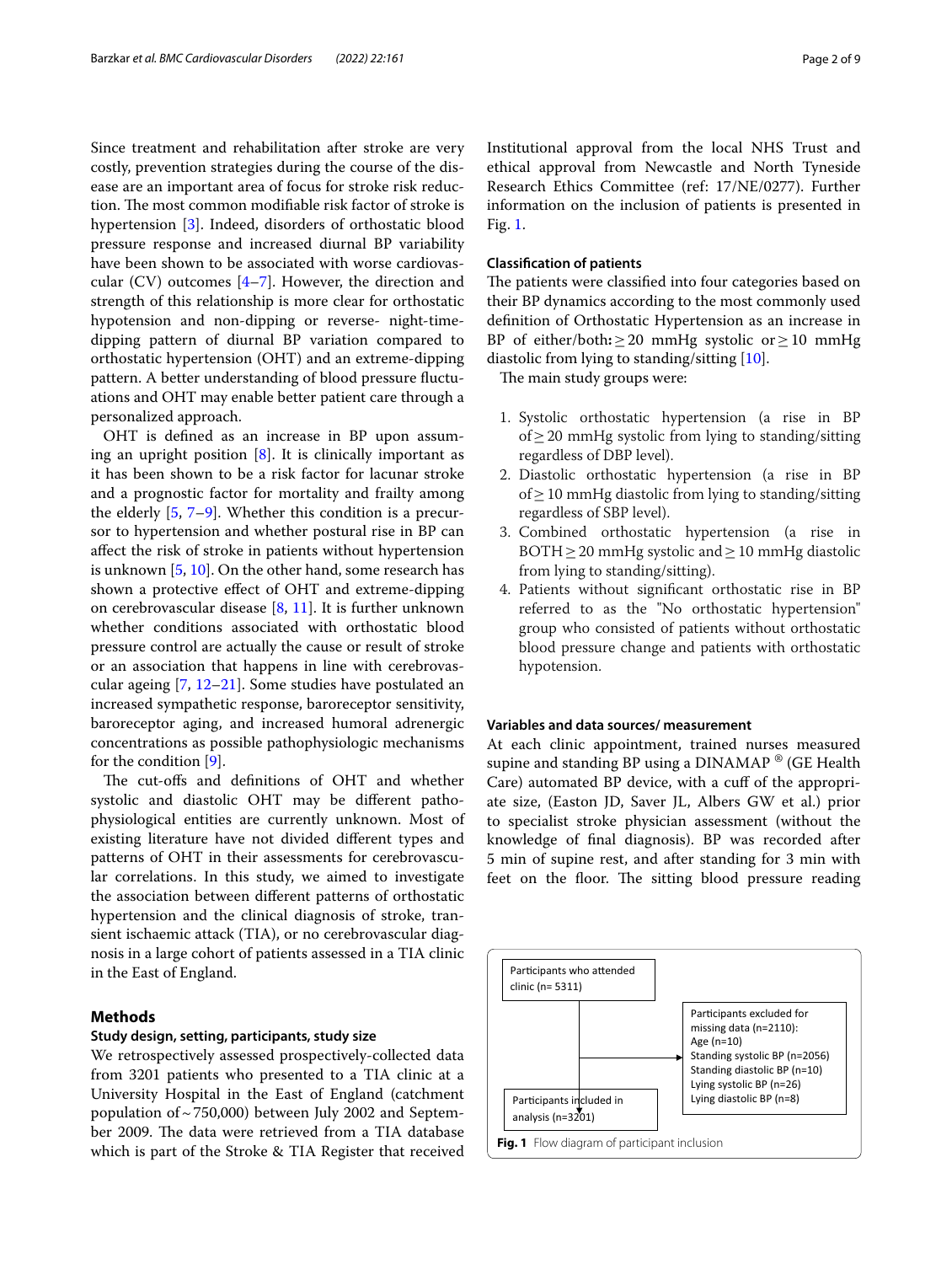Since treatment and rehabilitation after stroke are very costly, prevention strategies during the course of the disease are an important area of focus for stroke risk reduction. The most common modifiable risk factor of stroke is hypertension [3]. Indeed, disorders of orthostatic blood pressure response and increased diurnal BP variability have been shown to be associated with worse cardiovascular (CV) outcomes [4–7]. However, the direction and strength of this relationship is more clear for orthostatic hypotension and non-dipping or reverse- night-time-dipping pattern of diurnal BP variation compared to orthostatic hypertension (OHT) and an extreme-dipping pattern. A better understanding of blood pressure fluctuations and OHT may enable better patient care through a personalized approach.

OHT is defined as an increase in BP upon assuming an upright position [8]. It is clinically important as it has been shown to be a risk factor for lacunar stroke and a prognostic factor for mortality and frailty among the elderly [5, 7–9]. Whether this condition is a precursor to hypertension and whether postural rise in BP can affect the risk of stroke in patients without hypertension is unknown [5, 10]. On the other hand, some research has shown a protective effect of OHT and extreme-dipping on cerebrovascular disease [8, 11]. It is further unknown whether conditions associated with orthostatic blood pressure control are actually the cause or result of stroke or an association that happens in line with cerebrovascular ageing [7, 12–21]. Some studies have postulated an increased sympathetic response, baroreceptor sensitivity, baroreceptor aging, and increased humoral adrenergic concentrations as possible pathophysiologic mechanisms for the condition [9].

The cut-offs and definitions of OHT and whether systolic and diastolic OHT may be different pathophysiological entities are currently unknown. Most of existing literature have not divided different types and patterns of OHT in their assessments for cerebrovascular correlations. In this study, we aimed to investigate the association between different patterns of orthostatic hypertension and the clinical diagnosis of stroke, transient ischaemic attack (TIA), or no cerebrovascular diagnosis in a large cohort of patients assessed in a TIA clinic in the East of England.

## Methods

### Study design, setting, participants, study size

We retrospectively assessed prospectively-collected data from 3201 patients who presented to a TIA clinic at a University Hospital in the East of England (catchment population of ~750,000) between July 2002 and September 2009. The data were retrieved from a TIA database which is part of the Stroke & TIA Register that received Institutional approval from the local NHS Trust and ethical approval from Newcastle and North Tyneside Research Ethics Committee (ref: 17/NE/0277). Further information on the inclusion of patients is presented in Fig. 1.

### Classification of patients

The patients were classified into four categories based on their BP dynamics according to the most commonly used definition of Orthostatic Hypertension as an increase in BP of either/both: ≥ 20 mmHg systolic or ≥ 10 mmHg diastolic from lying to standing/sitting [10].

The main study groups were:

1. Systolic orthostatic hypertension (a rise in BP of ≥ 20 mmHg systolic from lying to standing/sitting regardless of DBP level).
2. Diastolic orthostatic hypertension (a rise in BP of ≥ 10 mmHg diastolic from lying to standing/sitting regardless of SBP level).
3. Combined orthostatic hypertension (a rise in BOTH ≥ 20 mmHg systolic and ≥ 10 mmHg diastolic from lying to standing/sitting).
4. Patients without significant orthostatic rise in BP referred to as the "No orthostatic hypertension" group who consisted of patients without orthostatic blood pressure change and patients with orthostatic hypotension.

### Variables and data sources/ measurement

At each clinic appointment, trained nurses measured supine and standing BP using a DINAMAP ® (GE Health Care) automated BP device, with a cuff of the appropriate size, (Easton JD, Saver JL, Albers GW et al.) prior to specialist stroke physician assessment (without the knowledge of final diagnosis). BP was recorded after 5 min of supine rest, and after standing for 3 min with feet on the floor. The sitting blood pressure reading

Participants who attended clinic (n= 5311)

Participants excluded for missing data (n=2110):
Age (n=10)
Standing systolic BP (n=2056)
Standing diastolic BP (n=10)
Lying systolic BP (n=26)
Lying diastolic BP (n=8)

Participants included in analysis (n=3201)

**Fig. 1** Flow diagram of participant inclusion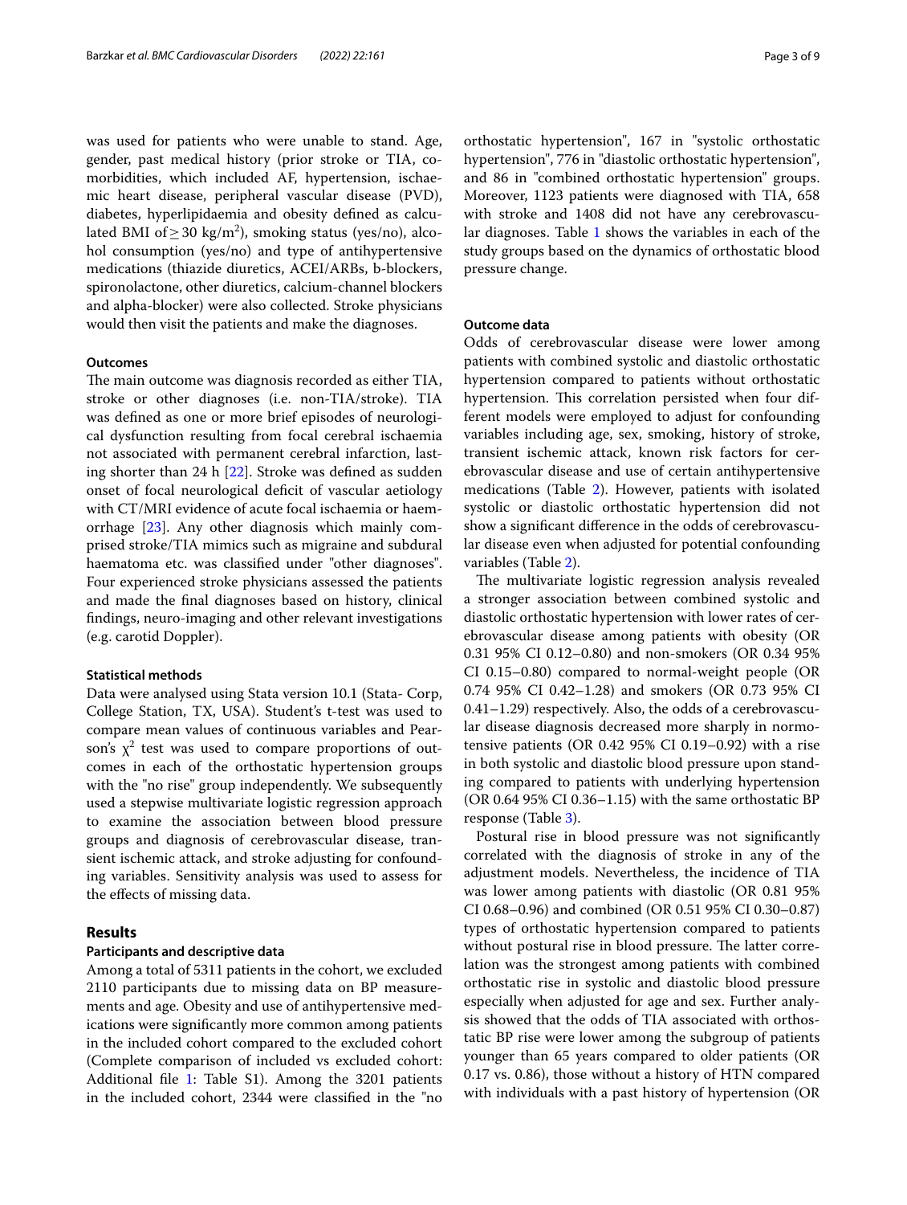was used for patients who were unable to stand. Age, gender, past medical history (prior stroke or TIA, co-morbidities, which included AF, hypertension, ischaemic heart disease, peripheral vascular disease (PVD), diabetes, hyperlipidaemia and obesity defined as calculated BMI of $\geq 30$ kg/m$^2$), smoking status (yes/no), alcohol consumption (yes/no) and type of antihypertensive medications (thiazide diuretics, ACEI/ARBs, b-blockers, spironolactone, other diuretics, calcium-channel blockers and alpha-blocker) were also collected. Stroke physicians would then visit the patients and make the diagnoses.

### Outcomes

The main outcome was diagnosis recorded as either TIA, stroke or other diagnoses (i.e. non-TIA/stroke). TIA was defined as one or more brief episodes of neurological dysfunction resulting from focal cerebral ischaemia not associated with permanent cerebral infarction, lasting shorter than 24 h [22]. Stroke was defined as sudden onset of focal neurological deficit of vascular aetiology with CT/MRI evidence of acute focal ischaemia or haemorrhage [23]. Any other diagnosis which mainly comprised stroke/TIA mimics such as migraine and subdural haematoma etc. was classified under "other diagnoses". Four experienced stroke physicians assessed the patients and made the final diagnoses based on history, clinical findings, neuro-imaging and other relevant investigations (e.g. carotid Doppler).

### Statistical methods

Data were analysed using Stata version 10.1 (Stata- Corp, College Station, TX, USA). Student's t-test was used to compare mean values of continuous variables and Pearson's $\chi^2$ test was used to compare proportions of outcomes in each of the orthostatic hypertension groups with the "no rise" group independently. We subsequently used a stepwise multivariate logistic regression approach to examine the association between blood pressure groups and diagnosis of cerebrovascular disease, transient ischemic attack, and stroke adjusting for confounding variables. Sensitivity analysis was used to assess for the effects of missing data.

## Results

### Participants and descriptive data

Among a total of 5311 patients in the cohort, we excluded 2110 participants due to missing data on BP measurements and age. Obesity and use of antihypertensive medications were significantly more common among patients in the included cohort compared to the excluded cohort (Complete comparison of included vs excluded cohort: Additional file 1: Table S1). Among the 3201 patients in the included cohort, 2344 were classified in the "no orthostatic hypertension", 167 in "systolic orthostatic hypertension", 776 in "diastolic orthostatic hypertension", and 86 in "combined orthostatic hypertension" groups. Moreover, 1123 patients were diagnosed with TIA, 658 with stroke and 1408 did not have any cerebrovascular diagnoses. Table 1 shows the variables in each of the study groups based on the dynamics of orthostatic blood pressure change.

### Outcome data

Odds of cerebrovascular disease were lower among patients with combined systolic and diastolic orthostatic hypertension compared to patients without orthostatic hypertension. This correlation persisted when four different models were employed to adjust for confounding variables including age, sex, smoking, history of stroke, transient ischemic attack, known risk factors for cerebrovascular disease and use of certain antihypertensive medications (Table 2). However, patients with isolated systolic or diastolic orthostatic hypertension did not show a significant difference in the odds of cerebrovascular disease even when adjusted for potential confounding variables (Table 2).

The multivariate logistic regression analysis revealed a stronger association between combined systolic and diastolic orthostatic hypertension with lower rates of cerebrovascular disease among patients with obesity (OR 0.31 95% CI 0.12–0.80) and non-smokers (OR 0.34 95% CI 0.15–0.80) compared to normal-weight people (OR 0.74 95% CI 0.42–1.28) and smokers (OR 0.73 95% CI 0.41–1.29) respectively. Also, the odds of a cerebrovascular disease diagnosis decreased more sharply in normotensive patients (OR 0.42 95% CI 0.19–0.92) with a rise in both systolic and diastolic blood pressure upon standing compared to patients with underlying hypertension (OR 0.64 95% CI 0.36–1.15) with the same orthostatic BP response (Table 3).

Postural rise in blood pressure was not significantly correlated with the diagnosis of stroke in any of the adjustment models. Nevertheless, the incidence of TIA was lower among patients with diastolic (OR 0.81 95% CI 0.68–0.96) and combined (OR 0.51 95% CI 0.30–0.87) types of orthostatic hypertension compared to patients without postural rise in blood pressure. The latter correlation was the strongest among patients with combined orthostatic rise in systolic and diastolic blood pressure especially when adjusted for age and sex. Further analysis showed that the odds of TIA associated with orthostatic BP rise were lower among the subgroup of patients younger than 65 years compared to older patients (OR 0.17 vs. 0.86), those without a history of HTN compared with individuals with a past history of hypertension (OR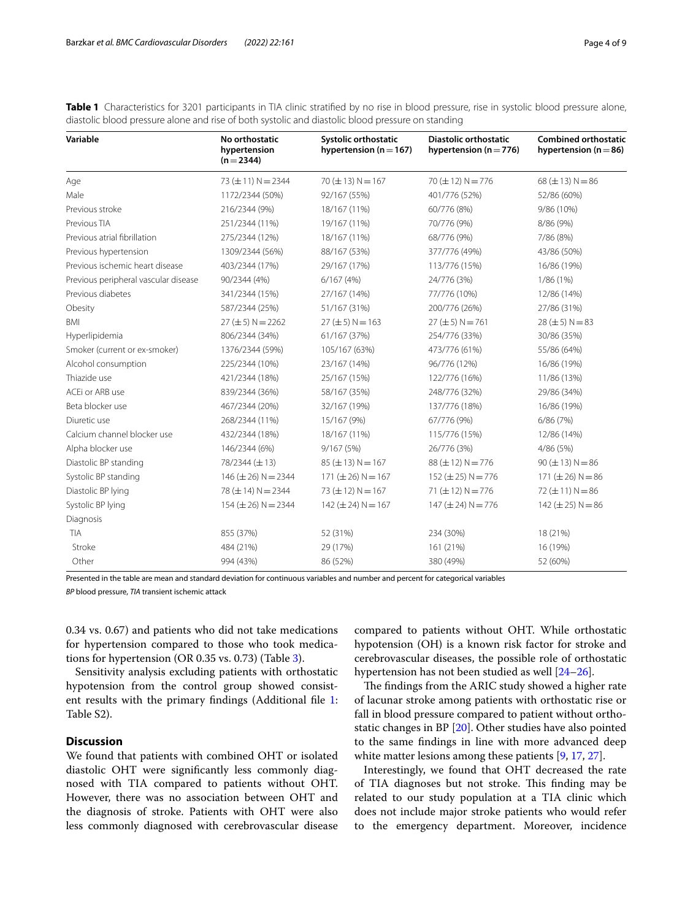**Table 1** Characteristics for 3201 participants in TIA clinic stratified by no rise in blood pressure, rise in systolic blood pressure alone, diastolic blood pressure alone and rise of both systolic and diastolic blood pressure on standing

| Variable | No orthostatic hypertension (n = 2344) | Systolic orthostatic hypertension (n = 167) | Diastolic orthostatic hypertension (n = 776) | Combined orthostatic hypertension (n = 86) |
|---|---|---|---|---|
| Age | 73 (± 11) N = 2344 | 70 (± 13) N = 167 | 70 (± 12) N = 776 | 68 (± 13) N = 86 |
| Male | 1172/2344 (50%) | 92/167 (55%) | 401/776 (52%) | 52/86 (60%) |
| Previous stroke | 216/2344 (9%) | 18/167 (11%) | 60/776 (8%) | 9/86 (10%) |
| Previous TIA | 251/2344 (11%) | 19/167 (11%) | 70/776 (9%) | 8/86 (9%) |
| Previous atrial fibrillation | 275/2344 (12%) | 18/167 (11%) | 68/776 (9%) | 7/86 (8%) |
| Previous hypertension | 1309/2344 (56%) | 88/167 (53%) | 377/776 (49%) | 43/86 (50%) |
| Previous ischemic heart disease | 403/2344 (17%) | 29/167 (17%) | 113/776 (15%) | 16/86 (19%) |
| Previous peripheral vascular disease | 90/2344 (4%) | 6/167 (4%) | 24/776 (3%) | 1/86 (1%) |
| Previous diabetes | 341/2344 (15%) | 27/167 (14%) | 77/776 (10%) | 12/86 (14%) |
| Obesity | 587/2344 (25%) | 51/167 (31%) | 200/776 (26%) | 27/86 (31%) |
| BMI | 27 (± 5) N = 2262 | 27 (± 5) N = 163 | 27 (± 5) N = 761 | 28 (± 5) N = 83 |
| Hyperlipidemia | 806/2344 (34%) | 61/167 (37%) | 254/776 (33%) | 30/86 (35%) |
| Smoker (current or ex-smoker) | 1376/2344 (59%) | 105/167 (63%) | 473/776 (61%) | 55/86 (64%) |
| Alcohol consumption | 225/2344 (10%) | 23/167 (14%) | 96/776 (12%) | 16/86 (19%) |
| Thiazide use | 421/2344 (18%) | 25/167 (15%) | 122/776 (16%) | 11/86 (13%) |
| ACEi or ARB use | 839/2344 (36%) | 58/167 (35%) | 248/776 (32%) | 29/86 (34%) |
| Beta blocker use | 467/2344 (20%) | 32/167 (19%) | 137/776 (18%) | 16/86 (19%) |
| Diuretic use | 268/2344 (11%) | 15/167 (9%) | 67/776 (9%) | 6/86 (7%) |
| Calcium channel blocker use | 432/2344 (18%) | 18/167 (11%) | 115/776 (15%) | 12/86 (14%) |
| Alpha blocker use | 146/2344 (6%) | 9/167 (5%) | 26/776 (3%) | 4/86 (5%) |
| Diastolic BP standing | 78/2344 (± 13) | 85 (± 13) N = 167 | 88 (± 12) N = 776 | 90 (± 13) N = 86 |
| Systolic BP standing | 146 (± 26) N = 2344 | 171 (± 26) N = 167 | 152 (± 25) N = 776 | 171 (± 26) N = 86 |
| Diastolic BP lying | 78 (± 14) N = 2344 | 73 (± 12) N = 167 | 71 (± 12) N = 776 | 72 (± 11) N = 86 |
| Systolic BP lying | 154 (± 26) N = 2344 | 142 (± 24) N = 167 | 147 (± 24) N = 776 | 142 (± 25) N = 86 |
| Diagnosis | | | | |
| TIA | 855 (37%) | 52 (31%) | 234 (30%) | 18 (21%) |
| Stroke | 484 (21%) | 29 (17%) | 161 (21%) | 16 (19%) |
| Other | 994 (43%) | 86 (52%) | 380 (49%) | 52 (60%) |

Presented in the table are mean and standard deviation for continuous variables and number and percent for categorical variables

*BP* blood pressure, *TIA* transient ischemic attack

0.34 vs. 0.67) and patients who did not take medications for hypertension compared to those who took medications for hypertension (OR 0.35 vs. 0.73) (Table 3).

Sensitivity analysis excluding patients with orthostatic hypotension from the control group showed consistent results with the primary findings (Additional file 1: Table S2).

## Discussion

We found that patients with combined OHT or isolated diastolic OHT were significantly less commonly diagnosed with TIA compared to patients without OHT. However, there was no association between OHT and the diagnosis of stroke. Patients with OHT were also less commonly diagnosed with cerebrovascular disease compared to patients without OHT. While orthostatic hypotension (OH) is a known risk factor for stroke and cerebrovascular diseases, the possible role of orthostatic hypertension has not been studied as well [24–26].

The findings from the ARIC study showed a higher rate of lacunar stroke among patients with orthostatic rise or fall in blood pressure compared to patient without orthostatic changes in BP [20]. Other studies have also pointed to the same findings in line with more advanced deep white matter lesions among these patients [9, 17, 27].

Interestingly, we found that OHT decreased the rate of TIA diagnoses but not stroke. This finding may be related to our study population at a TIA clinic which does not include major stroke patients who would refer to the emergency department. Moreover, incidence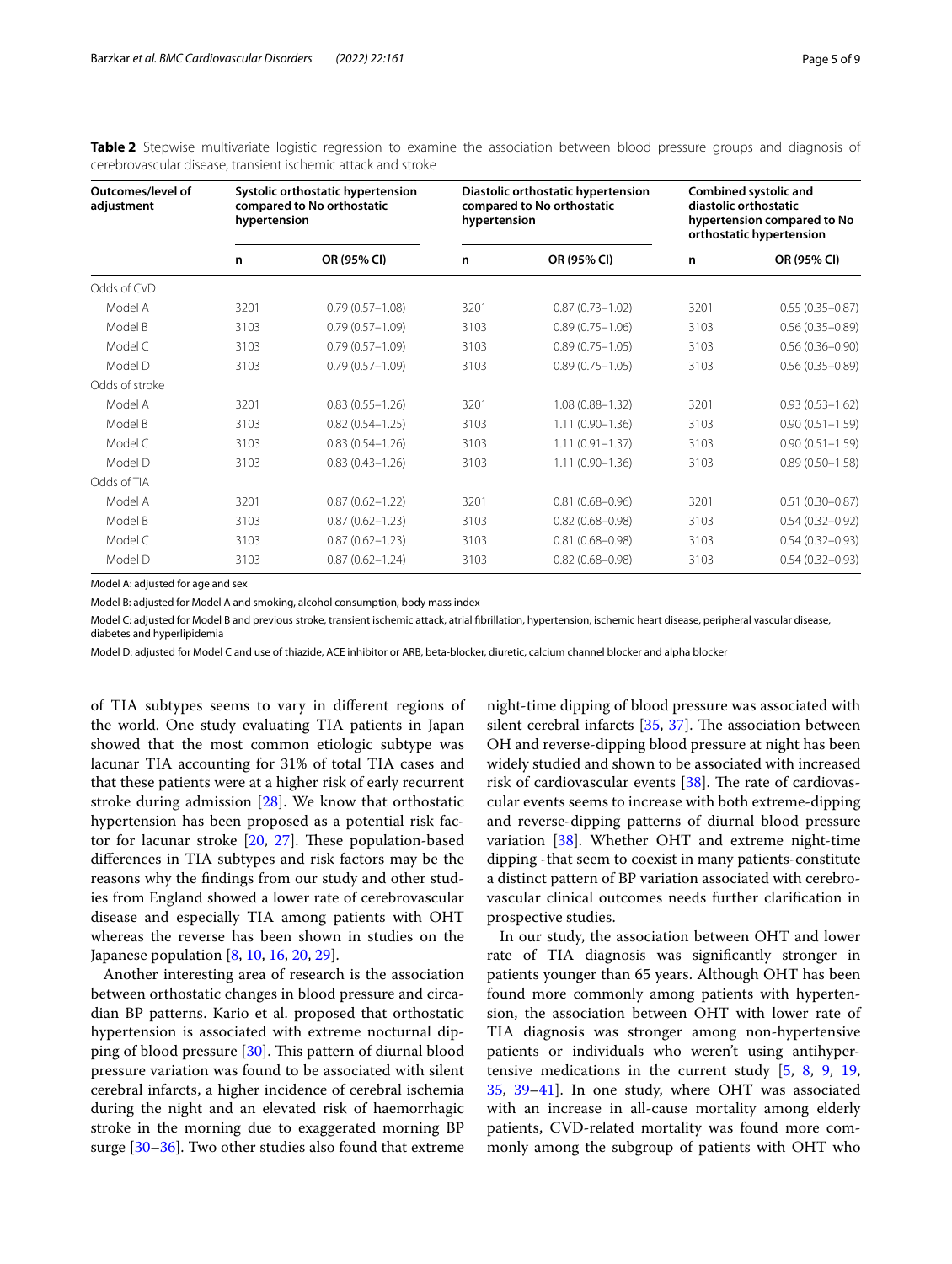**Table 2** Stepwise multivariate logistic regression to examine the association between blood pressure groups and diagnosis of cerebrovascular disease, transient ischemic attack and stroke

| Outcomes/level of adjustment | Systolic orthostatic hypertension compared to No orthostatic hypertension | | Diastolic orthostatic hypertension compared to No orthostatic hypertension | | Combined systolic and diastolic orthostatic hypertension compared to No orthostatic hypertension | |
|---|---|---|---|---|---|---|
| | n | OR (95% CI) | n | OR (95% CI) | n | OR (95% CI) |
| Odds of CVD | | | | | | |
| Model A | 3201 | 0.79 (0.57–1.08) | 3201 | 0.87 (0.73–1.02) | 3201 | 0.55 (0.35–0.87) |
| Model B | 3103 | 0.79 (0.57–1.09) | 3103 | 0.89 (0.75–1.06) | 3103 | 0.56 (0.35–0.89) |
| Model C | 3103 | 0.79 (0.57–1.09) | 3103 | 0.89 (0.75–1.05) | 3103 | 0.56 (0.36–0.90) |
| Model D | 3103 | 0.79 (0.57–1.09) | 3103 | 0.89 (0.75–1.05) | 3103 | 0.56 (0.35–0.89) |
| Odds of stroke | | | | | | |
| Model A | 3201 | 0.83 (0.55–1.26) | 3201 | 1.08 (0.88–1.32) | 3201 | 0.93 (0.53–1.62) |
| Model B | 3103 | 0.82 (0.54–1.25) | 3103 | 1.11 (0.90–1.36) | 3103 | 0.90 (0.51–1.59) |
| Model C | 3103 | 0.83 (0.54–1.26) | 3103 | 1.11 (0.91–1.37) | 3103 | 0.90 (0.51–1.59) |
| Model D | 3103 | 0.83 (0.43–1.26) | 3103 | 1.11 (0.90–1.36) | 3103 | 0.89 (0.50–1.58) |
| Odds of TIA | | | | | | |
| Model A | 3201 | 0.87 (0.62–1.22) | 3201 | 0.81 (0.68–0.96) | 3201 | 0.51 (0.30–0.87) |
| Model B | 3103 | 0.87 (0.62–1.23) | 3103 | 0.82 (0.68–0.98) | 3103 | 0.54 (0.32–0.92) |
| Model C | 3103 | 0.87 (0.62–1.23) | 3103 | 0.81 (0.68–0.98) | 3103 | 0.54 (0.32–0.93) |
| Model D | 3103 | 0.87 (0.62–1.24) | 3103 | 0.82 (0.68–0.98) | 3103 | 0.54 (0.32–0.93) |

Model A: adjusted for age and sex

Model B: adjusted for Model A and smoking, alcohol consumption, body mass index

Model C: adjusted for Model B and previous stroke, transient ischemic attack, atrial fibrillation, hypertension, ischemic heart disease, peripheral vascular disease, diabetes and hyperlipidemia

Model D: adjusted for Model C and use of thiazide, ACE inhibitor or ARB, beta-blocker, diuretic, calcium channel blocker and alpha blocker

of TIA subtypes seems to vary in different regions of the world. One study evaluating TIA patients in Japan showed that the most common etiologic subtype was lacunar TIA accounting for 31% of total TIA cases and that these patients were at a higher risk of early recurrent stroke during admission [28]. We know that orthostatic hypertension has been proposed as a potential risk factor for lacunar stroke [20, 27]. These population-based differences in TIA subtypes and risk factors may be the reasons why the findings from our study and other studies from England showed a lower rate of cerebrovascular disease and especially TIA among patients with OHT whereas the reverse has been shown in studies on the Japanese population [8, 10, 16, 20, 29].

Another interesting area of research is the association between orthostatic changes in blood pressure and circadian BP patterns. Kario et al. proposed that orthostatic hypertension is associated with extreme nocturnal dipping of blood pressure [30]. This pattern of diurnal blood pressure variation was found to be associated with silent cerebral infarcts, a higher incidence of cerebral ischemia during the night and an elevated risk of haemorrhagic stroke in the morning due to exaggerated morning BP surge [30–36]. Two other studies also found that extreme night-time dipping of blood pressure was associated with silent cerebral infarcts [35, 37]. The association between OH and reverse-dipping blood pressure at night has been widely studied and shown to be associated with increased risk of cardiovascular events [38]. The rate of cardiovascular events seems to increase with both extreme-dipping and reverse-dipping patterns of diurnal blood pressure variation [38]. Whether OHT and extreme night-time dipping -that seem to coexist in many patients-constitute a distinct pattern of BP variation associated with cerebrovascular clinical outcomes needs further clarification in prospective studies.

In our study, the association between OHT and lower rate of TIA diagnosis was significantly stronger in patients younger than 65 years. Although OHT has been found more commonly among patients with hypertension, the association between OHT with lower rate of TIA diagnosis was stronger among non-hypertensive patients or individuals who weren't using antihypertensive medications in the current study [5, 8, 9, 19, 35, 39–41]. In one study, where OHT was associated with an increase in all-cause mortality among elderly patients, CVD-related mortality was found more commonly among the subgroup of patients with OHT who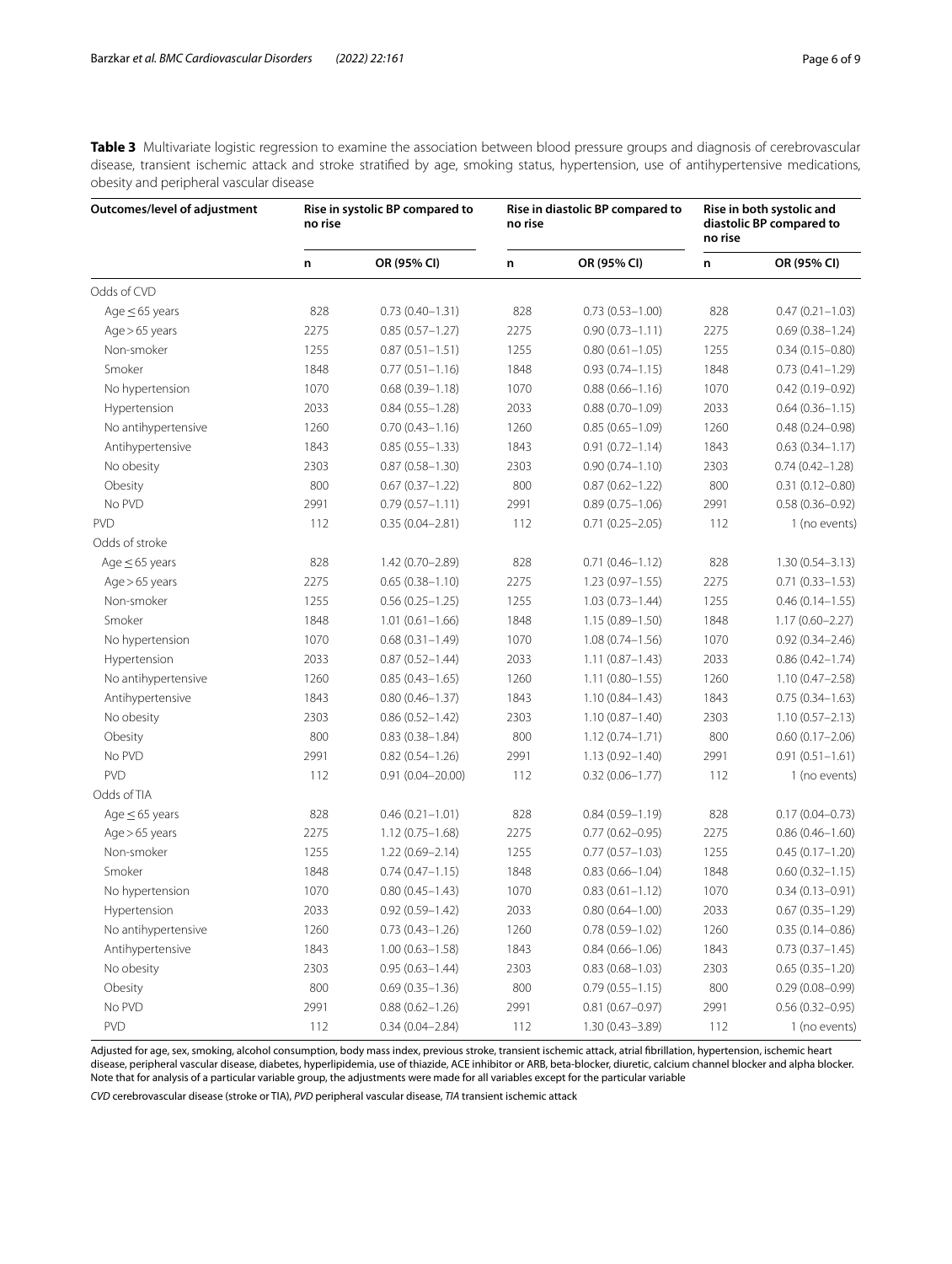**Table 3** Multivariate logistic regression to examine the association between blood pressure groups and diagnosis of cerebrovascular disease, transient ischemic attack and stroke stratified by age, smoking status, hypertension, use of antihypertensive medications, obesity and peripheral vascular disease

| Outcomes/level of adjustment | Rise in systolic BP compared to no rise | | Rise in diastolic BP compared to no rise | | Rise in both systolic and diastolic BP compared to no rise | |
|---|---|---|---|---|---|---|
| | n | OR (95% CI) | n | OR (95% CI) | n | OR (95% CI) |
| Odds of CVD | | | | | | |
| Age ≤ 65 years | 828 | 0.73 (0.40–1.31) | 828 | 0.73 (0.53–1.00) | 828 | 0.47 (0.21–1.03) |
| Age > 65 years | 2275 | 0.85 (0.57–1.27) | 2275 | 0.90 (0.73–1.11) | 2275 | 0.69 (0.38–1.24) |
| Non-smoker | 1255 | 0.87 (0.51–1.51) | 1255 | 0.80 (0.61–1.05) | 1255 | 0.34 (0.15–0.80) |
| Smoker | 1848 | 0.77 (0.51–1.16) | 1848 | 0.93 (0.74–1.15) | 1848 | 0.73 (0.41–1.29) |
| No hypertension | 1070 | 0.68 (0.39–1.18) | 1070 | 0.88 (0.66–1.16) | 1070 | 0.42 (0.19–0.92) |
| Hypertension | 2033 | 0.84 (0.55–1.28) | 2033 | 0.88 (0.70–1.09) | 2033 | 0.64 (0.36–1.15) |
| No antihypertensive | 1260 | 0.70 (0.43–1.16) | 1260 | 0.85 (0.65–1.09) | 1260 | 0.48 (0.24–0.98) |
| Antihypertensive | 1843 | 0.85 (0.55–1.33) | 1843 | 0.91 (0.72–1.14) | 1843 | 0.63 (0.34–1.17) |
| No obesity | 2303 | 0.87 (0.58–1.30) | 2303 | 0.90 (0.74–1.10) | 2303 | 0.74 (0.42–1.28) |
| Obesity | 800 | 0.67 (0.37–1.22) | 800 | 0.87 (0.62–1.22) | 800 | 0.31 (0.12–0.80) |
| No PVD | 2991 | 0.79 (0.57–1.11) | 2991 | 0.89 (0.75–1.06) | 2991 | 0.58 (0.36–0.92) |
| PVD | 112 | 0.35 (0.04–2.81) | 112 | 0.71 (0.25–2.05) | 112 | 1 (no events) |
| Odds of stroke | | | | | | |
| Age ≤ 65 years | 828 | 1.42 (0.70–2.89) | 828 | 0.71 (0.46–1.12) | 828 | 1.30 (0.54–3.13) |
| Age > 65 years | 2275 | 0.65 (0.38–1.10) | 2275 | 1.23 (0.97–1.55) | 2275 | 0.71 (0.33–1.53) |
| Non-smoker | 1255 | 0.56 (0.25–1.25) | 1255 | 1.03 (0.73–1.44) | 1255 | 0.46 (0.14–1.55) |
| Smoker | 1848 | 1.01 (0.61–1.66) | 1848 | 1.15 (0.89–1.50) | 1848 | 1.17 (0.60–2.27) |
| No hypertension | 1070 | 0.68 (0.31–1.49) | 1070 | 1.08 (0.74–1.56) | 1070 | 0.92 (0.34–2.46) |
| Hypertension | 2033 | 0.87 (0.52–1.44) | 2033 | 1.11 (0.87–1.43) | 2033 | 0.86 (0.42–1.74) |
| No antihypertensive | 1260 | 0.85 (0.43–1.65) | 1260 | 1.11 (0.80–1.55) | 1260 | 1.10 (0.47–2.58) |
| Antihypertensive | 1843 | 0.80 (0.46–1.37) | 1843 | 1.10 (0.84–1.43) | 1843 | 0.75 (0.34–1.63) |
| No obesity | 2303 | 0.86 (0.52–1.42) | 2303 | 1.10 (0.87–1.40) | 2303 | 1.10 (0.57–2.13) |
| Obesity | 800 | 0.83 (0.38–1.84) | 800 | 1.12 (0.74–1.71) | 800 | 0.60 (0.17–2.06) |
| No PVD | 2991 | 0.82 (0.54–1.26) | 2991 | 1.13 (0.92–1.40) | 2991 | 0.91 (0.51–1.61) |
| PVD | 112 | 0.91 (0.04–20.00) | 112 | 0.32 (0.06–1.77) | 112 | 1 (no events) |
| Odds of TIA | | | | | | |
| Age ≤ 65 years | 828 | 0.46 (0.21–1.01) | 828 | 0.84 (0.59–1.19) | 828 | 0.17 (0.04–0.73) |
| Age > 65 years | 2275 | 1.12 (0.75–1.68) | 2275 | 0.77 (0.62–0.95) | 2275 | 0.86 (0.46–1.60) |
| Non-smoker | 1255 | 1.22 (0.69–2.14) | 1255 | 0.77 (0.57–1.03) | 1255 | 0.45 (0.17–1.20) |
| Smoker | 1848 | 0.74 (0.47–1.15) | 1848 | 0.83 (0.66–1.04) | 1848 | 0.60 (0.32–1.15) |
| No hypertension | 1070 | 0.80 (0.45–1.43) | 1070 | 0.83 (0.61–1.12) | 1070 | 0.34 (0.13–0.91) |
| Hypertension | 2033 | 0.92 (0.59–1.42) | 2033 | 0.80 (0.64–1.00) | 2033 | 0.67 (0.35–1.29) |
| No antihypertensive | 1260 | 0.73 (0.43–1.26) | 1260 | 0.78 (0.59–1.02) | 1260 | 0.35 (0.14–0.86) |
| Antihypertensive | 1843 | 1.00 (0.63–1.58) | 1843 | 0.84 (0.66–1.06) | 1843 | 0.73 (0.37–1.45) |
| No obesity | 2303 | 0.95 (0.63–1.44) | 2303 | 0.83 (0.68–1.03) | 2303 | 0.65 (0.35–1.20) |
| Obesity | 800 | 0.69 (0.35–1.36) | 800 | 0.79 (0.55–1.15) | 800 | 0.29 (0.08–0.99) |
| No PVD | 2991 | 0.88 (0.62–1.26) | 2991 | 0.81 (0.67–0.97) | 2991 | 0.56 (0.32–0.95) |
| PVD | 112 | 0.34 (0.04–2.84) | 112 | 1.30 (0.43–3.89) | 112 | 1 (no events) |

Adjusted for age, sex, smoking, alcohol consumption, body mass index, previous stroke, transient ischemic attack, atrial fibrillation, hypertension, ischemic heart disease, peripheral vascular disease, diabetes, hyperlipidemia, use of thiazide, ACE inhibitor or ARB, beta-blocker, diuretic, calcium channel blocker and alpha blocker. Note that for analysis of a particular variable group, the adjustments were made for all variables except for the particular variable

*CVD* cerebrovascular disease (stroke or TIA), *PVD* peripheral vascular disease, *TIA* transient ischemic attack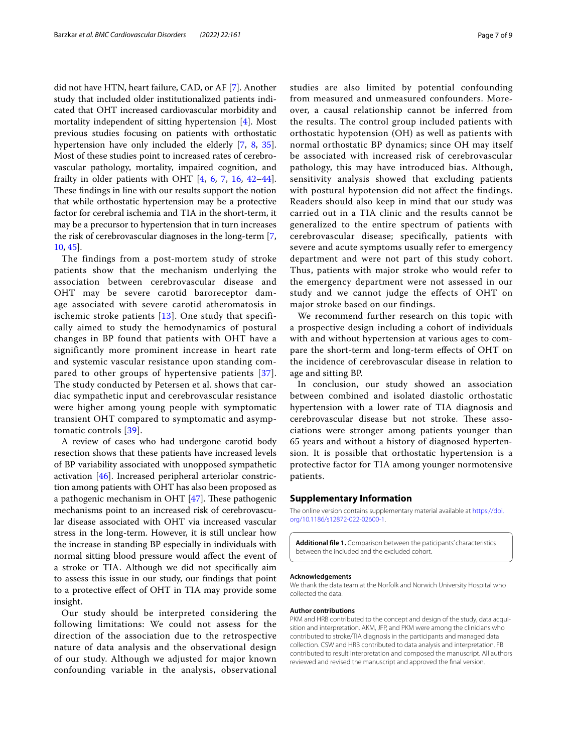did not have HTN, heart failure, CAD, or AF [7]. Another study that included older institutionalized patients indicated that OHT increased cardiovascular morbidity and mortality independent of sitting hypertension [4]. Most previous studies focusing on patients with orthostatic hypertension have only included the elderly [7, 8, 35]. Most of these studies point to increased rates of cerebrovascular pathology, mortality, impaired cognition, and frailty in older patients with OHT [4, 6, 7, 16, 42–44]. These findings in line with our results support the notion that while orthostatic hypertension may be a protective factor for cerebral ischemia and TIA in the short-term, it may be a precursor to hypertension that in turn increases the risk of cerebrovascular diagnoses in the long-term [7, 10, 45].

The findings from a post-mortem study of stroke patients show that the mechanism underlying the association between cerebrovascular disease and OHT may be severe carotid baroreceptor damage associated with severe carotid atheromatosis in ischemic stroke patients [13]. One study that specifically aimed to study the hemodynamics of postural changes in BP found that patients with OHT have a significantly more prominent increase in heart rate and systemic vascular resistance upon standing compared to other groups of hypertensive patients [37]. The study conducted by Petersen et al. shows that cardiac sympathetic input and cerebrovascular resistance were higher among young people with symptomatic transient OHT compared to symptomatic and asymptomatic controls [39].

A review of cases who had undergone carotid body resection shows that these patients have increased levels of BP variability associated with unopposed sympathetic activation [46]. Increased peripheral arteriolar constriction among patients with OHT has also been proposed as a pathogenic mechanism in OHT [47]. These pathogenic mechanisms point to an increased risk of cerebrovascular disease associated with OHT via increased vascular stress in the long-term. However, it is still unclear how the increase in standing BP especially in individuals with normal sitting blood pressure would affect the event of a stroke or TIA. Although we did not specifically aim to assess this issue in our study, our findings that point to a protective effect of OHT in TIA may provide some insight.

Our study should be interpreted considering the following limitations: We could not assess for the direction of the association due to the retrospective nature of data analysis and the observational design of our study. Although we adjusted for major known confounding variable in the analysis, observational studies are also limited by potential confounding from measured and unmeasured confounders. Moreover, a causal relationship cannot be inferred from the results. The control group included patients with orthostatic hypotension (OH) as well as patients with normal orthostatic BP dynamics; since OH may itself be associated with increased risk of cerebrovascular pathology, this may have introduced bias. Although, sensitivity analysis showed that excluding patients with postural hypotension did not affect the findings. Readers should also keep in mind that our study was carried out in a TIA clinic and the results cannot be generalized to the entire spectrum of patients with cerebrovascular disease; specifically, patients with severe and acute symptoms usually refer to emergency department and were not part of this study cohort. Thus, patients with major stroke who would refer to the emergency department were not assessed in our study and we cannot judge the effects of OHT on major stroke based on our findings.

We recommend further research on this topic with a prospective design including a cohort of individuals with and without hypertension at various ages to compare the short-term and long-term effects of OHT on the incidence of cerebrovascular disease in relation to age and sitting BP.

In conclusion, our study showed an association between combined and isolated diastolic orthostatic hypertension with a lower rate of TIA diagnosis and cerebrovascular disease but not stroke. These associations were stronger among patients younger than 65 years and without a history of diagnosed hypertension. It is possible that orthostatic hypertension is a protective factor for TIA among younger normotensive patients.

## Supplementary Information

The online version contains supplementary material available at https://doi.org/10.1186/s12872-022-02600-1.

**Additional file 1.** Comparison between the paticipants' characteristics between the included and the excluded cohort.

#### Acknowledgements

We thank the data team at the Norfolk and Norwich University Hospital who collected the data.

#### Author contributions

PKM and HRB contributed to the concept and design of the study, data acquisition and interpretation. AKM, JFP, and PKM were among the clinicians who contributed to stroke/TIA diagnosis in the participants and managed data collection. CSW and HRB contributed to data analysis and interpretation. FB contributed to result interpretation and composed the manuscript. All authors reviewed and revised the manuscript and approved the final version.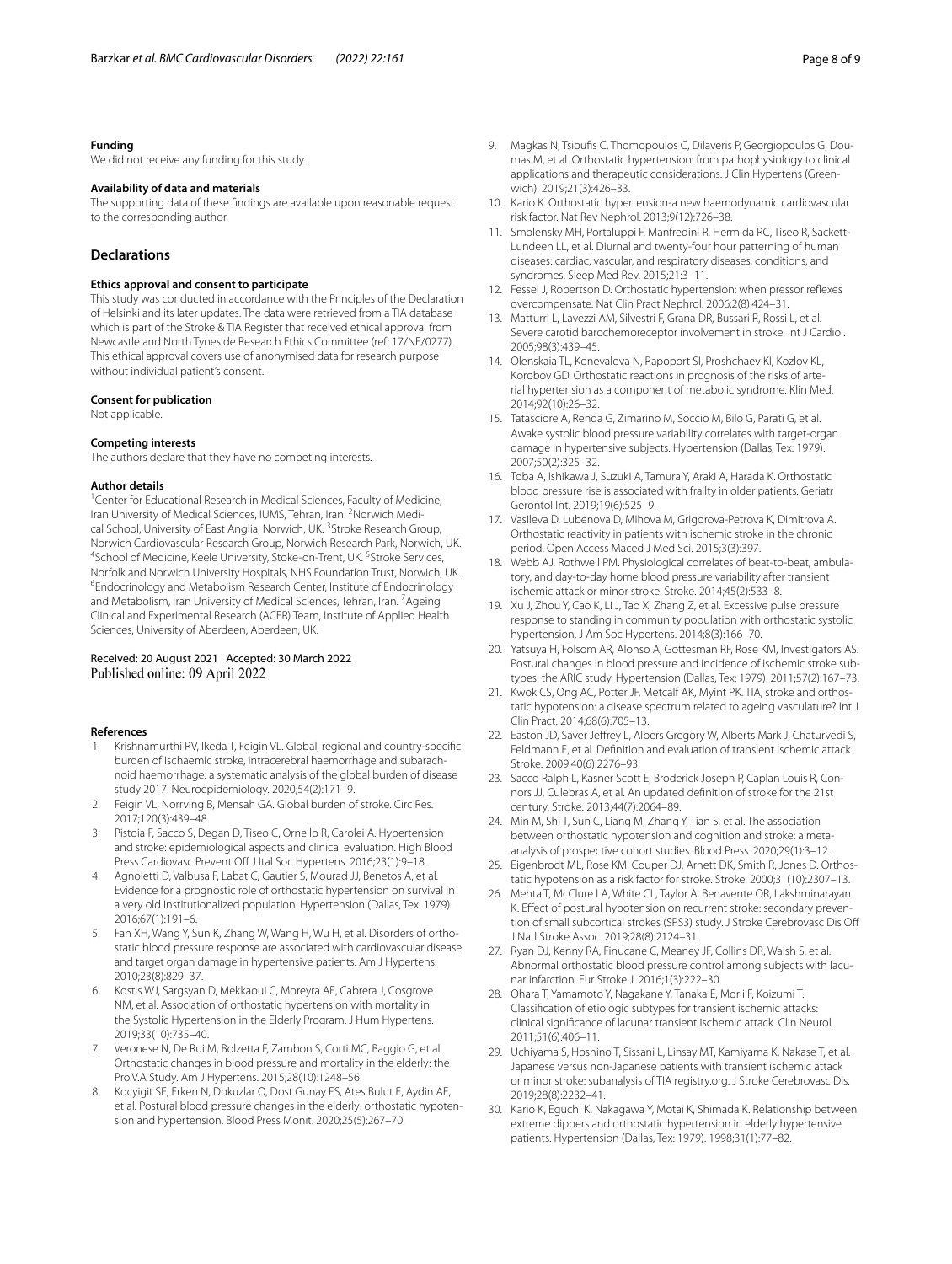#### Funding

We did not receive any funding for this study.

#### Availability of data and materials

The supporting data of these findings are available upon reasonable request to the corresponding author.

## Declarations

#### Ethics approval and consent to participate

This study was conducted in accordance with the Principles of the Declaration of Helsinki and its later updates. The data were retrieved from a TIA database which is part of the Stroke & TIA Register that received ethical approval from Newcastle and North Tyneside Research Ethics Committee (ref: 17/NE/0277). This ethical approval covers use of anonymised data for research purpose without individual patient's consent.

#### Consent for publication

Not applicable.

#### Competing interests

The authors declare that they have no competing interests.

#### Author details

[1]Center for Educational Research in Medical Sciences, Faculty of Medicine, Iran University of Medical Sciences, IUMS, Tehran, Iran. [2]Norwich Medical School, University of East Anglia, Norwich, UK. [3]Stroke Research Group, Norwich Cardiovascular Research Group, Norwich Research Park, Norwich, UK. [4]School of Medicine, Keele University, Stoke-on-Trent, UK. [5]Stroke Services, Norfolk and Norwich University Hospitals, NHS Foundation Trust, Norwich, UK. [6]Endocrinology and Metabolism Research Center, Institute of Endocrinology and Metabolism, Iran University of Medical Sciences, Tehran, Iran. [7]Ageing Clinical and Experimental Research (ACER) Team, Institute of Applied Health Sciences, University of Aberdeen, Aberdeen, UK.

Received: 20 August 2021 Accepted: 30 March 2022
Published online: 09 April 2022

#### References

1. Krishnamurthi RV, Ikeda T, Feigin VL. Global, regional and country-specific burden of ischaemic stroke, intracerebral haemorrhage and subarachnoid haemorrhage: a systematic analysis of the global burden of disease study 2017. Neuroepidemiology. 2020;54(2):171–9.
2. Feigin VL, Norrving B, Mensah GA. Global burden of stroke. Circ Res. 2017;120(3):439–48.
3. Pistoia F, Sacco S, Degan D, Tiseo C, Ornello R, Carolei A. Hypertension and stroke: epidemiological aspects and clinical evaluation. High Blood Press Cardiovasc Prevent Off J Ital Soc Hypertens. 2016;23(1):9–18.
4. Agnoletti D, Valbusa F, Labat C, Gautier S, Mourad JJ, Benetos A, et al. Evidence for a prognostic role of orthostatic hypertension on survival in a very old institutionalized population. Hypertension (Dallas, Tex: 1979). 2016;67(1):191–6.
5. Fan XH, Wang Y, Sun K, Zhang W, Wang H, Wu H, et al. Disorders of orthostatic blood pressure response are associated with cardiovascular disease and target organ damage in hypertensive patients. Am J Hypertens. 2010;23(8):829–37.
6. Kostis WJ, Sargsyan D, Mekkaoui C, Moreyra AE, Cabrera J, Cosgrove NM, et al. Association of orthostatic hypertension with mortality in the Systolic Hypertension in the Elderly Program. J Hum Hypertens. 2019;33(10):735–40.
7. Veronese N, De Rui M, Bolzetta F, Zambon S, Corti MC, Baggio G, et al. Orthostatic changes in blood pressure and mortality in the elderly: the Pro.V.A Study. Am J Hypertens. 2015;28(10):1248–56.
8. Kocyigit SE, Erken N, Dokuzlar O, Dost Gunay FS, Ates Bulut E, Aydin AE, et al. Postural blood pressure changes in the elderly: orthostatic hypotension and hypertension. Blood Press Monit. 2020;25(5):267–70.
9. Magkas N, Tsioufis C, Thomopoulos C, Dilaveris P, Georgiopoulos G, Doumas M, et al. Orthostatic hypertension: from pathophysiology to clinical applications and therapeutic considerations. J Clin Hypertens (Greenwich). 2019;21(3):426–33.
10. Kario K. Orthostatic hypertension-a new haemodynamic cardiovascular risk factor. Nat Rev Nephrol. 2013;9(12):726–38.
11. Smolensky MH, Portaluppi F, Manfredini R, Hermida RC, Tiseo R, Sackett-Lundeen LL, et al. Diurnal and twenty-four hour patterning of human diseases: cardiac, vascular, and respiratory diseases, conditions, and syndromes. Sleep Med Rev. 2015;21:3–11.
12. Fessel J, Robertson D. Orthostatic hypertension: when pressor reflexes overcompensate. Nat Clin Pract Nephrol. 2006;2(8):424–31.
13. Matturri L, Lavezzi AM, Silvestri F, Grana DR, Bussari R, Rossi L, et al. Severe carotid barochemoreceptor involvement in stroke. Int J Cardiol. 2005;98(3):439–45.
14. Olenskaia TL, Konevalova N, Rapoport SI, Proshchaev KI, Kozlov KL, Korobov GD. Orthostatic reactions in prognosis of the risks of arterial hypertension as a component of metabolic syndrome. Klin Med. 2014;92(10):26–32.
15. Tatasciore A, Renda G, Zimarino M, Soccio M, Bilo G, Parati G, et al. Awake systolic blood pressure variability correlates with target-organ damage in hypertensive subjects. Hypertension (Dallas, Tex: 1979). 2007;50(2):325–32.
16. Toba A, Ishikawa J, Suzuki A, Tamura Y, Araki A, Harada K. Orthostatic blood pressure rise is associated with frailty in older patients. Geriatr Gerontol Int. 2019;19(6):525–9.
17. Vasileva D, Lubenova D, Mihova M, Grigorova-Petrova K, Dimitrova A. Orthostatic reactivity in patients with ischemic stroke in the chronic period. Open Access Maced J Med Sci. 2015;3(3):397.
18. Webb AJ, Rothwell PM. Physiological correlates of beat-to-beat, ambulatory, and day-to-day home blood pressure variability after transient ischemic attack or minor stroke. Stroke. 2014;45(2):533–8.
19. Xu J, Zhou Y, Cao K, Li J, Tao X, Zhang Z, et al. Excessive pulse pressure response to standing in community population with orthostatic systolic hypertension. J Am Soc Hypertens. 2014;8(3):166–70.
20. Yatsuya H, Folsom AR, Alonso A, Gottesman RF, Rose KM, Investigators AS. Postural changes in blood pressure and incidence of ischemic stroke subtypes: the ARIC study. Hypertension (Dallas, Tex: 1979). 2011;57(2):167–73.
21. Kwok CS, Ong AC, Potter JF, Metcalf AK, Myint PK. TIA, stroke and orthostatic hypotension: a disease spectrum related to ageing vasculature? Int J Clin Pract. 2014;68(6):705–13.
22. Easton JD, Saver Jeffrey L, Albers Gregory W, Alberts Mark J, Chaturvedi S, Feldmann E, et al. Definition and evaluation of transient ischemic attack. Stroke. 2009;40(6):2276–93.
23. Sacco Ralph L, Kasner Scott E, Broderick Joseph P, Caplan Louis R, Connors JJ, Culebras A, et al. An updated definition of stroke for the 21st century. Stroke. 2013;44(7):2064–89.
24. Min M, Shi T, Sun C, Liang M, Zhang Y, Tian S, et al. The association between orthostatic hypotension and cognition and stroke: a meta-analysis of prospective cohort studies. Blood Press. 2020;29(1):3–12.
25. Eigenbrodt ML, Rose KM, Couper DJ, Arnett DK, Smith R, Jones D. Orthostatic hypotension as a risk factor for stroke. Stroke. 2000;31(10):2307–13.
26. Mehta T, McClure LA, White CL, Taylor A, Benavente OR, Lakshminarayan K. Effect of postural hypotension on recurrent stroke: secondary prevention of small subcortical strokes (SPS3) study. J Stroke Cerebrovasc Dis Off J Natl Stroke Assoc. 2019;28(8):2124–31.
27. Ryan DJ, Kenny RA, Finucane C, Meaney JF, Collins DR, Walsh S, et al. Abnormal orthostatic blood pressure control among subjects with lacunar infarction. Eur Stroke J. 2016;1(3):222–30.
28. Ohara T, Yamamoto Y, Nagakane Y, Tanaka E, Morii F, Koizumi T. Classification of etiologic subtypes for transient ischemic attacks: clinical significance of lacunar transient ischemic attack. Clin Neurol. 2011;51(6):406–11.
29. Uchiyama S, Hoshino T, Sissani L, Linsay MT, Kamiyama K, Nakase T, et al. Japanese versus non-Japanese patients with transient ischemic attack or minor stroke: subanalysis of TIA registry.org. J Stroke Cerebrovasc Dis. 2019;28(8):2232–41.
30. Kario K, Eguchi K, Nakagawa Y, Motai K, Shimada K. Relationship between extreme dippers and orthostatic hypertension in elderly hypertensive patients. Hypertension (Dallas, Tex: 1979). 1998;31(1):77–82.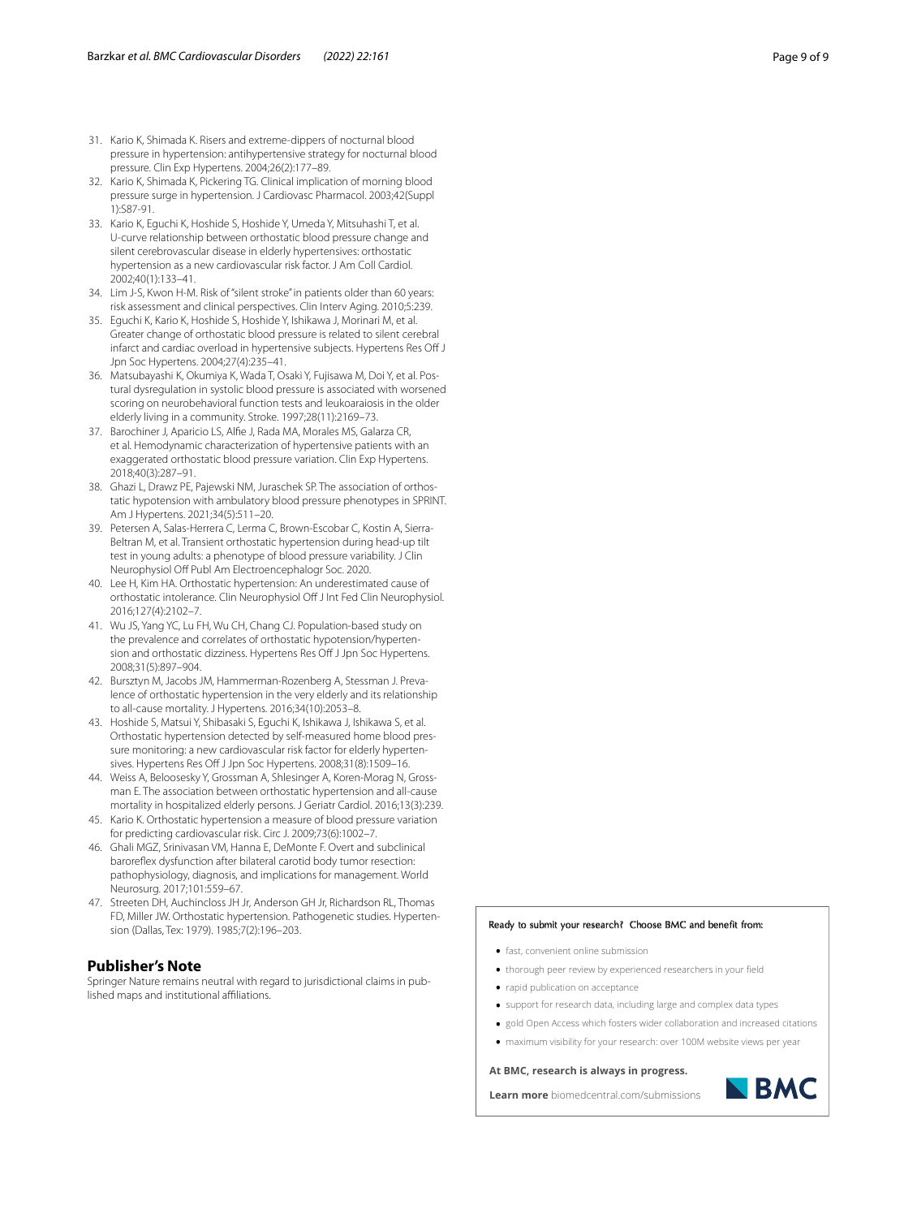31. Kario K, Shimada K. Risers and extreme-dippers of nocturnal blood pressure in hypertension: antihypertensive strategy for nocturnal blood pressure. Clin Exp Hypertens. 2004;26(2):177–89.
32. Kario K, Shimada K, Pickering TG. Clinical implication of morning blood pressure surge in hypertension. J Cardiovasc Pharmacol. 2003;42(Suppl 1):S87-91.
33. Kario K, Eguchi K, Hoshide S, Hoshide Y, Umeda Y, Mitsuhashi T, et al. U-curve relationship between orthostatic blood pressure change and silent cerebrovascular disease in elderly hypertensives: orthostatic hypertension as a new cardiovascular risk factor. J Am Coll Cardiol. 2002;40(1):133–41.
34. Lim J-S, Kwon H-M. Risk of "silent stroke" in patients older than 60 years: risk assessment and clinical perspectives. Clin Interv Aging. 2010;5:239.
35. Eguchi K, Kario K, Hoshide S, Hoshide Y, Ishikawa J, Morinari M, et al. Greater change of orthostatic blood pressure is related to silent cerebral infarct and cardiac overload in hypertensive subjects. Hypertens Res Off J Jpn Soc Hypertens. 2004;27(4):235–41.
36. Matsubayashi K, Okumiya K, Wada T, Osaki Y, Fujisawa M, Doi Y, et al. Postural dysregulation in systolic blood pressure is associated with worsened scoring on neurobehavioral function tests and leukoaraiosis in the older elderly living in a community. Stroke. 1997;28(11):2169–73.
37. Barochiner J, Aparicio LS, Alfie J, Rada MA, Morales MS, Galarza CR, et al. Hemodynamic characterization of hypertensive patients with an exaggerated orthostatic blood pressure variation. Clin Exp Hypertens. 2018;40(3):287–91.
38. Ghazi L, Drawz PE, Pajewski NM, Juraschek SP. The association of orthostatic hypotension with ambulatory blood pressure phenotypes in SPRINT. Am J Hypertens. 2021;34(5):511–20.
39. Petersen A, Salas-Herrera C, Lerma C, Brown-Escobar C, Kostin A, Sierra-Beltran M, et al. Transient orthostatic hypertension during head-up tilt test in young adults: a phenotype of blood pressure variability. J Clin Neurophysiol Off Publ Am Electroencephalogr Soc. 2020.
40. Lee H, Kim HA. Orthostatic hypertension: An underestimated cause of orthostatic intolerance. Clin Neurophysiol Off J Int Fed Clin Neurophysiol. 2016;127(4):2102–7.
41. Wu JS, Yang YC, Lu FH, Wu CH, Chang CJ. Population-based study on the prevalence and correlates of orthostatic hypotension/hypertension and orthostatic dizziness. Hypertens Res Off J Jpn Soc Hypertens. 2008;31(5):897–904.
42. Bursztyn M, Jacobs JM, Hammerman-Rozenberg A, Stessman J. Prevalence of orthostatic hypertension in the very elderly and its relationship to all-cause mortality. J Hypertens. 2016;34(10):2053–8.
43. Hoshide S, Matsui Y, Shibasaki S, Eguchi K, Ishikawa J, Ishikawa S, et al. Orthostatic hypertension detected by self-measured home blood pressure monitoring: a new cardiovascular risk factor for elderly hypertensives. Hypertens Res Off J Jpn Soc Hypertens. 2008;31(8):1509–16.
44. Weiss A, Beloosesky Y, Grossman A, Shlesinger A, Koren-Morag N, Grossman E. The association between orthostatic hypertension and all-cause mortality in hospitalized elderly persons. J Geriatr Cardiol. 2016;13(3):239.
45. Kario K. Orthostatic hypertension a measure of blood pressure variation for predicting cardiovascular risk. Circ J. 2009;73(6):1002–7.
46. Ghali MGZ, Srinivasan VM, Hanna E, DeMonte F. Overt and subclinical baroreflex dysfunction after bilateral carotid body tumor resection: pathophysiology, diagnosis, and implications for management. World Neurosurg. 2017;101:559–67.
47. Streeten DH, Auchincloss JH Jr, Anderson GH Jr, Richardson RL, Thomas FD, Miller JW. Orthostatic hypertension. Pathogenetic studies. Hypertension (Dallas, Tex: 1979). 1985;7(2):196–203.

## Publisher's Note

Springer Nature remains neutral with regard to jurisdictional claims in published maps and institutional affiliations.

Ready to submit your research? Choose BMC and benefit from:

- fast, convenient online submission
- thorough peer review by experienced researchers in your field
- rapid publication on acceptance
- support for research data, including large and complex data types
- gold Open Access which fosters wider collaboration and increased citations
- maximum visibility for your research: over 100M website views per year

**At BMC, research is always in progress.**

**Learn more** biomedcentral.com/submissions

BMC